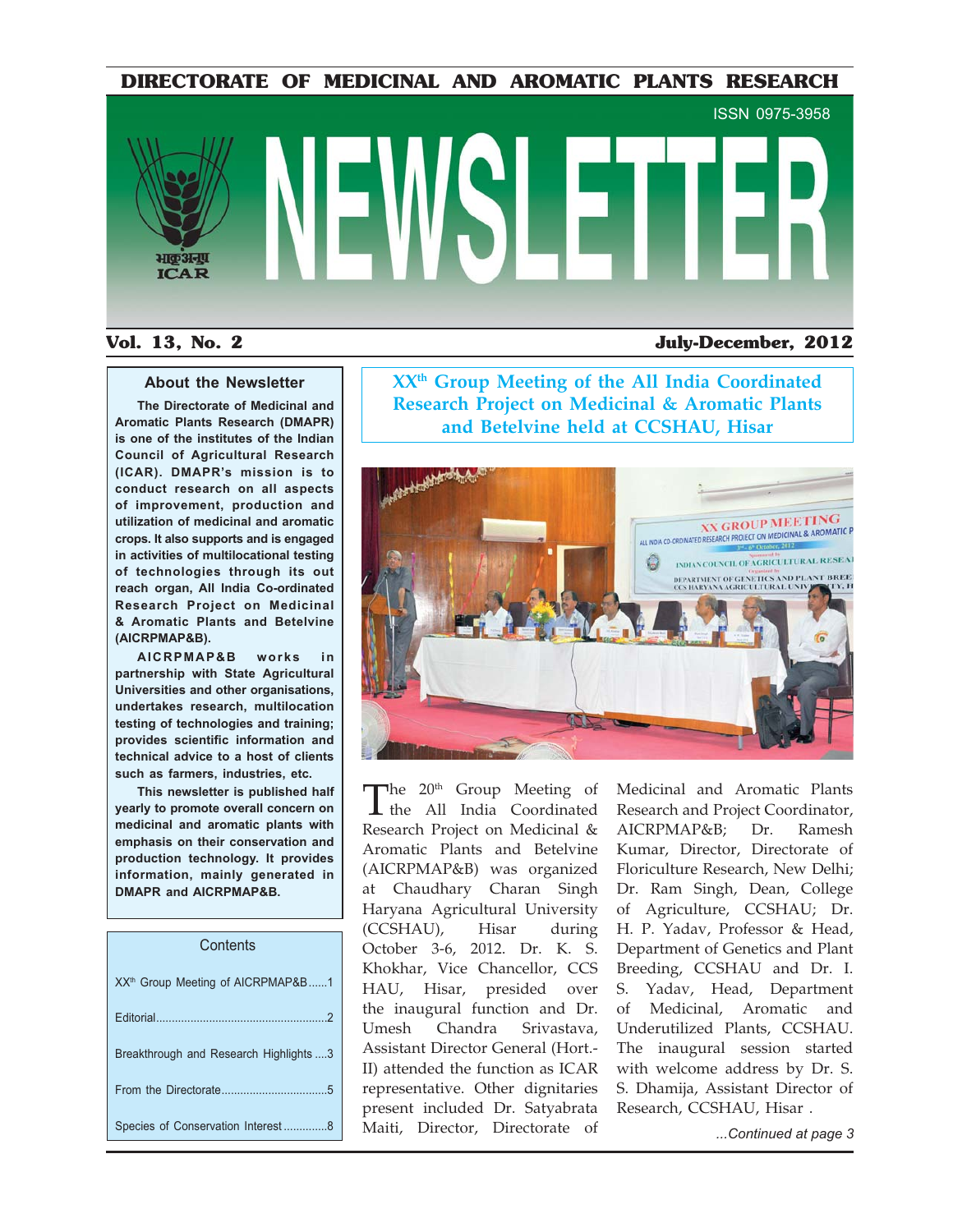# DIRECTORATE OF MEDICINAL AND AROMATIC PLANTS RESEARCH

ISSN 0975-3958

# NEWSLETTER

**Vol. 13, No. 2** **July-December, 2012**

### About the Newsletter

**The Directorate of Medicinal and Aromatic Plants Research (DMAPR) is one of the institutes of the Indian Council of Agricultural Research (ICAR). DMAPR's mission is to conduct research on all aspects of improvement, production and utilization of medicinal and aromatic crops. It also supports and is engaged in activities of multilocational testing of technologies through its out reach organ, All India Co-ordinated Research Project on Medicinal & Aromatic Plants and Betelvine (AICRPMAP&B).**

**AICRPMAP&B works in partnership with State Agricultural Universities and other organisations, undertakes research, multilocation testing of technologies and training; provides scientific information and technical advice to a host of clients such as farmers, industries, etc.**

**This newsletter is published half yearly to promote overall concern on medicinal and aromatic plants with emphasis on their conservation and production technology. It provides information, mainly generated in DMAPR and AICRPMAP&B.**

### Contents

- XX[th] Group Meeting of AICRPMAP&B......1
- Editorial......2
- Breakthrough and Research Highlights....3
- From the Directorate......5
- Species of Conservation Interest......8

## XX[th] Group Meeting of the All India Coordinated Research Project on Medicinal & Aromatic Plants and Betelvine held at CCSHAU, Hisar

The 20[th] Group Meeting of the All India Coordinated Research Project on Medicinal & Aromatic Plants and Betelvine (AICRPMAP&B) was organized at Chaudhary Charan Singh Haryana Agricultural University (CCSHAU), Hisar during October 3-6, 2012. Dr. K. S. Khokhar, Vice Chancellor, CCS HAU, Hisar, presided over the inaugural function and Dr. Umesh Chandra Srivastava, Assistant Director General (Hort.-II) attended the function as ICAR representative. Other dignitaries present included Dr. Satyabrata Maiti, Director, Directorate of Medicinal and Aromatic Plants Research and Project Coordinator, AICRPMAP&B; Dr. Ramesh Kumar, Director, Directorate of Floriculture Research, New Delhi; Dr. Ram Singh, Dean, College of Agriculture, CCSHAU; Dr. H. P. Yadav, Professor & Head, Department of Genetics and Plant Breeding, CCSHAU and Dr. I. S. Yadav, Head, Department of Medicinal, Aromatic and Underutilized Plants, CCSHAU. The inaugural session started with welcome address by Dr. S. S. Dhamija, Assistant Director of Research, CCSHAU, Hisar .

*...Continued at page 3*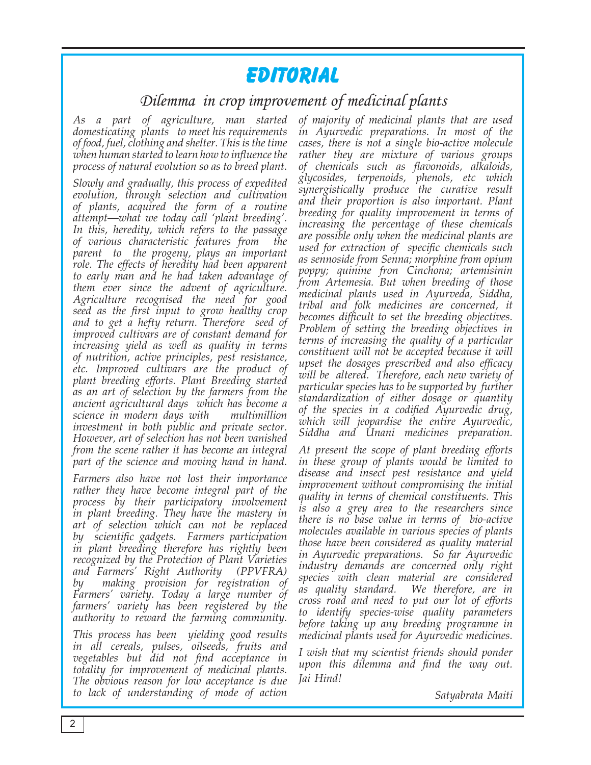# EDITORIAL

## Dilemma in crop improvement of medicinal plants

*As a part of agriculture, man started domesticating plants to meet his requirements of food, fuel, clothing and shelter. This is the time when human started to learn how to influence the process of natural evolution so as to breed plant.*

*Slowly and gradually, this process of expedited evolution, through selection and cultivation of plants, acquired the form of a routine attempt—what we today call 'plant breeding'. In this, heredity, which refers to the passage of various characteristic features from the parent to the progeny, plays an important role. The effects of heredity had been apparent to early man and he had taken advantage of them ever since the advent of agriculture. Agriculture recognised the need for good seed as the first input to grow healthy crop and to get a hefty return. Therefore seed of improved cultivars are of constant demand for increasing yield as well as quality in terms of nutrition, active principles, pest resistance, etc. Improved cultivars are the product of plant breeding efforts. Plant Breeding started as an art of selection by the farmers from the ancient agricultural days which has become a science in modern days with multimillion investment in both public and private sector. However, art of selection has not been vanished from the scene rather it has become an integral part of the science and moving hand in hand.*

*Farmers also have not lost their importance rather they have become integral part of the process by their participatory involvement in plant breeding. They have the mastery in art of selection which can not be replaced by scientific gadgets. Farmers participation in plant breeding therefore has rightly been recognized by the Protection of Plant Varieties and Farmers' Right Authority (PPVFRA) by making provision for registration of Farmers' variety. Today a large number of farmers' variety has been registered by the authority to reward the farming community.*

*This process has been yielding good results in all cereals, pulses, oilseeds, fruits and vegetables but did not find acceptance in totality for improvement of medicinal plants. The obvious reason for low acceptance is due to lack of understanding of mode of action of majority of medicinal plants that are used in Ayurvedic preparations. In most of the cases, there is not a single bio-active molecule rather they are mixture of various groups of chemicals such as flavonoids, alkaloids, glycosides, terpenoids, phenols, etc which synergistically produce the curative result and their proportion is also important. Plant breeding for quality improvement in terms of increasing the percentage of these chemicals are possible only when the medicinal plants are used for extraction of specific chemicals such as sennoside from Senna; morphine from opium poppy; quinine fron Cinchona; artemisinin from Artemesia. But when breeding of those medicinal plants used in Ayurveda, Siddha, tribal and folk medicines are concerned, it becomes difficult to set the breeding objectives. Problem of setting the breeding objectives in terms of increasing the quality of a particular constituent will not be accepted because it will upset the dosages prescribed and also efficacy will be altered. Therefore, each new variety of particular species has to be supported by further standardization of either dosage or quantity of the species in a codified Ayurvedic drug, which will jeopardise the entire Ayurvedic, Siddha and Unani medicines preparation.*

*At present the scope of plant breeding efforts in these group of plants would be limited to disease and insect pest resistance and yield improvement without compromising the initial quality in terms of chemical constituents. This is also a grey area to the researchers since there is no base value in terms of bio-active molecules available in various species of plants those have been considered as quality material in Ayurvedic preparations. So far Ayurvedic industry demands are concerned only right species with clean material are considered as quality standard. We therefore, are in cross road and need to put our lot of efforts to identify species-wise quality parameters before taking up any breeding programme in medicinal plants used for Ayurvedic medicines.*

*I wish that my scientist friends should ponder upon this dilemma and find the way out. Jai Hind!*

*Satyabrata Maiti*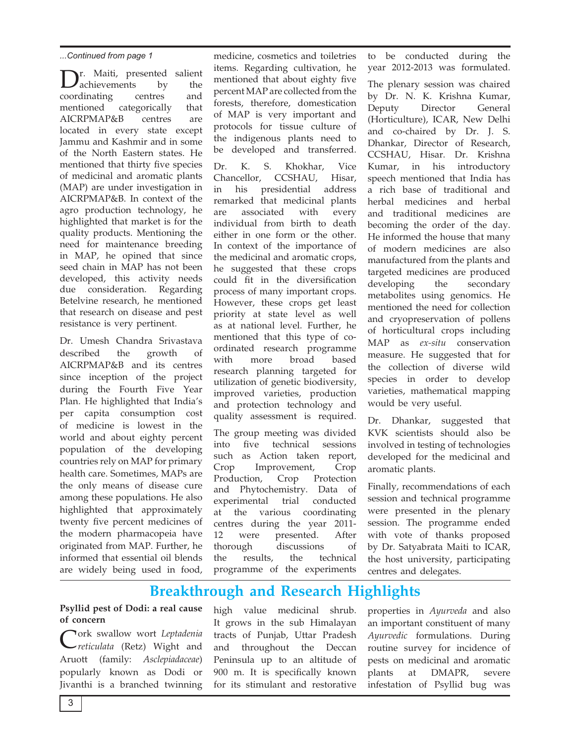*...Continued from page 1*

Dr. Maiti, presented salient achievements by the coordinating centres and mentioned categorically that AICRPMAP&B centres are located in every state except Jammu and Kashmir and in some of the North Eastern states. He mentioned that thirty five species of medicinal and aromatic plants (MAP) are under investigation in AICRPMAP&B. In context of the agro production technology, he highlighted that market is for the quality products. Mentioning the need for maintenance breeding in MAP, he opined that since seed chain in MAP has not been developed, this activity needs due consideration. Regarding Betelvine research, he mentioned that research on disease and pest resistance is very pertinent.

Dr. Umesh Chandra Srivastava described the growth of AICRPMAP&B and its centres since inception of the project during the Fourth Five Year Plan. He highlighted that India's per capita consumption cost of medicine is lowest in the world and about eighty percent population of the developing countries rely on MAP for primary health care. Sometimes, MAPs are the only means of disease cure among these populations. He also highlighted that approximately twenty five percent medicines of the modern pharmacopeia have originated from MAP. Further, he informed that essential oil blends are widely being used in food, medicine, cosmetics and toiletries items. Regarding cultivation, he mentioned that about eighty five percent MAP are collected from the forests, therefore, domestication of MAP is very important and protocols for tissue culture of the indigenous plants need to be developed and transferred.

Dr. K. S. Khokhar, Vice Chancellor, CCSHAU, Hisar, in his presidential address remarked that medicinal plants are associated with every individual from birth to death either in one form or the other. In context of the importance of the medicinal and aromatic crops, he suggested that these crops could fit in the diversification process of many important crops. However, these crops get least priority at state level as well as at national level. Further, he mentioned that this type of co-ordinated research programme with more broad based research planning targeted for utilization of genetic biodiversity, improved varieties, production and protection technology and quality assessment is required.

The group meeting was divided into five technical sessions such as Action taken report, Crop Improvement, Crop Production, Crop Protection and Phytochemistry. Data of experimental trial conducted at the various coordinating centres during the year 2011-12 were presented. After thorough discussions of the results, the technical programme of the experiments to be conducted during the year 2012-2013 was formulated.

The plenary session was chaired by Dr. N. K. Krishna Kumar, Deputy Director General (Horticulture), ICAR, New Delhi and co-chaired by Dr. J. S. Dhankar, Director of Research, CCSHAU, Hisar. Dr. Krishna Kumar, in his introductory speech mentioned that India has a rich base of traditional and herbal medicines and herbal and traditional medicines are becoming the order of the day. He informed the house that many of modern medicines are also manufactured from the plants and targeted medicines are produced developing the secondary metabolites using genomics. He mentioned the need for collection and cryopreservation of pollens of horticultural crops including MAP as *ex-situ* conservation measure. He suggested that for the collection of diverse wild species in order to develop varieties, mathematical mapping would be very useful.

Dr. Dhankar, suggested that KVK scientists should also be involved in testing of technologies developed for the medicinal and aromatic plants.

Finally, recommendations of each session and technical programme were presented in the plenary session. The programme ended with vote of thanks proposed by Dr. Satyabrata Maiti to ICAR, the host university, participating centres and delegates.

## Breakthrough and Research Highlights

**Psyllid pest of Dodi: a real cause of concern**

Cork swallow wort *Leptadenia reticulata* (Retz) Wight and Aruott (family: *Asclepiadaceae*) popularly known as Dodi or Jivanthi is a branched twinning high value medicinal shrub. It grows in the sub Himalayan tracts of Punjab, Uttar Pradesh and throughout the Deccan Peninsula up to an altitude of 900 m. It is specifically known for its stimulant and restorative properties in *Ayurveda* and also an important constituent of many *Ayurvedic* formulations. During routine survey for incidence of pests on medicinal and aromatic plants at DMAPR, severe infestation of Psyllid bug was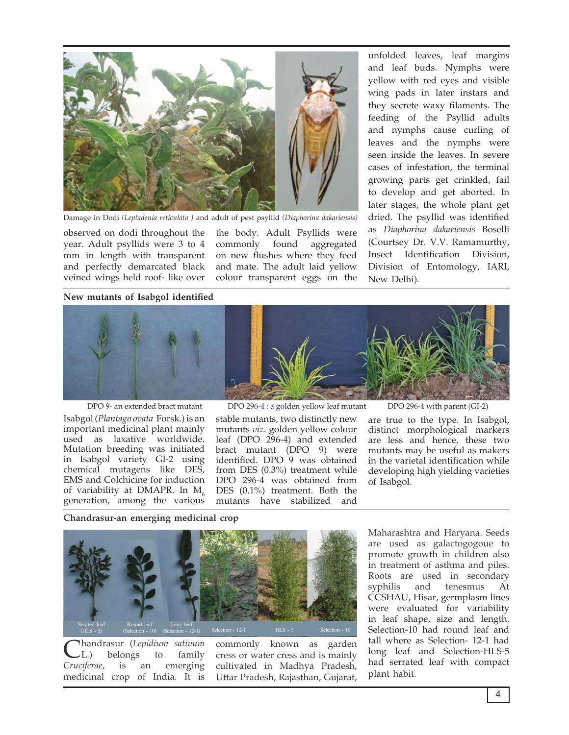Damage in Dodi *(Leptadenia reticulata )* and adult of pest psyllid *(Diaphorina dakariensis)*

observed on dodi throughout the year. Adult psyllids were 3 to 4 mm in length with transparent and perfectly demarcated black veined wings held roof- like over the body. Adult Psyllids were commonly found aggregated on new flushes where they feed and mate. The adult laid yellow colour transparent eggs on the unfolded leaves, leaf margins and leaf buds. Nymphs were yellow with red eyes and visible wing pads in later instars and they secrete waxy filaments. The feeding of the Psyllid adults and nymphs cause curling of leaves and the nymphs were seen inside the leaves. In severe cases of infestation, the terminal growing parts get crinkled, fail to develop and get aborted. In later stages, the whole plant get dried. The psyllid was identified as *Diaphorina dakariensis* Boselli (Courtsey Dr. V.V. Ramamurthy, Insect Identification Division, Division of Entomology, IARI, New Delhi).

## New mutants of Isabgol identified

DPO 9- an extended bract mutant

DPO 296-4 : a golden yellow leaf mutant

DPO 296-4 with parent (GI-2)

Isabgol (*Plantago ovata* Forsk.) is an important medicinal plant mainly used as laxative worldwide. Mutation breeding was initiated in Isabgol variety GI-2 using chemical mutagens like DES, EMS and Colchicine for induction of variability at DMAPR. In $M_6$ generation, among the various stable mutants, two distinctly new mutants *viz*. golden yellow colour leaf (DPO 296-4) and extended bract mutant (DPO 9) were identified. DPO 9 was obtained from DES (0.3%) treatment while DPO 296-4 was obtained from DES (0.1%) treatment. Both the mutants have stabilized and are true to the type. In Isabgol, distinct morphological markers are less and hence, these two mutants may be useful as makers in the varietal identification while developing high yielding varieties of Isabgol.

## Chandrasur-an emerging medicinal crop

Serated leaf (HLS - 5) Round leaf (Selection - 10) Long leaf (Selection - 12-1) Selection - 12-1 HLS - 5 Selection - 10

Chandrasur (*Lepidium sativum* L.) belongs to family *Cruciferae*, is an emerging medicinal crop of India. It is commonly known as garden cress or water cress and is mainly cultivated in Madhya Pradesh, Uttar Pradesh, Rajasthan, Gujarat, Maharashtra and Haryana. Seeds are used as galactogogoue to promote growth in children also in treatment of asthma and piles. Roots are used in secondary syphilis and tenesmus At CCSHAU, Hisar, germplasm lines were evaluated for variability in leaf shape, size and length. Selection-10 had round leaf and tall where as Selection- 12-1 had long leaf and Selection-HLS-5 had serrated leaf with compact plant habit.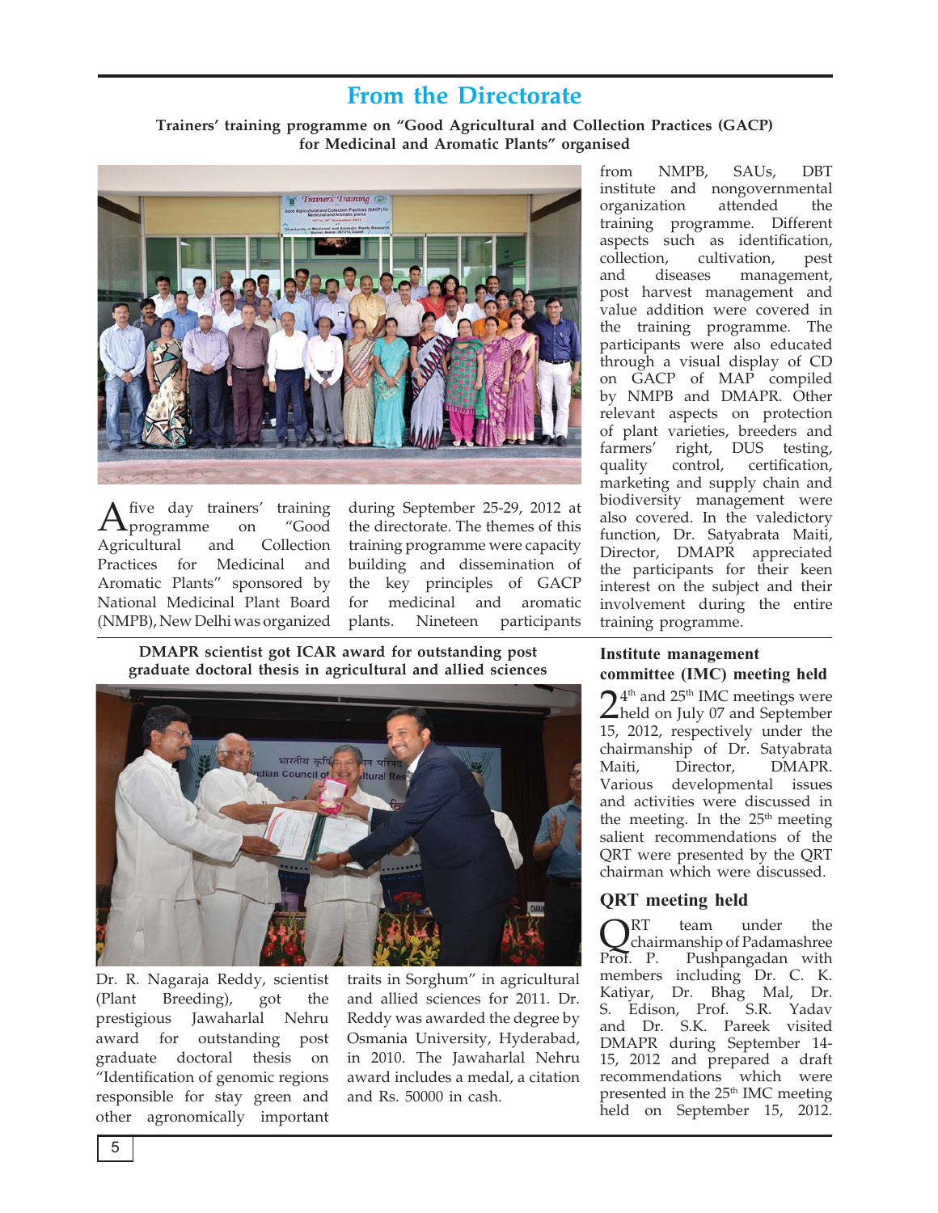# From the Directorate

## Trainers' training programme on "Good Agricultural and Collection Practices (GACP) for Medicinal and Aromatic Plants" organised

A five day trainers' training programme on "Good Agricultural and Collection Practices for Medicinal and Aromatic Plants" sponsored by National Medicinal Plant Board (NMPB), New Delhi was organized during September 25-29, 2012 at the directorate. The themes of this training programme were capacity building and dissemination of the key principles of GACP for medicinal and aromatic plants. Nineteen participants from NMPB, SAUs, DBT institute and nongovernmental organization attended the training programme. Different aspects such as identification, collection, cultivation, pest and diseases management, post harvest management and value addition were covered in the training programme. The participants were also educated through a visual display of CD on GACP of MAP compiled by NMPB and DMAPR. Other relevant aspects on protection of plant varieties, breeders and farmers' right, DUS testing, quality control, certification, marketing and supply chain and biodiversity management were also covered. In the valedictory function, Dr. Satyabrata Maiti, Director, DMAPR appreciated the participants for their keen interest on the subject and their involvement during the entire training programme.

## DMAPR scientist got ICAR award for outstanding post graduate doctoral thesis in agricultural and allied sciences

Dr. R. Nagaraja Reddy, scientist (Plant Breeding), got the prestigious Jawaharlal Nehru award for outstanding post graduate doctoral thesis on "Identification of genomic regions responsible for stay green and other agronomically important traits in Sorghum" in agricultural and allied sciences for 2011. Dr. Reddy was awarded the degree by Osmania University, Hyderabad, in 2010. The Jawaharlal Nehru award includes a medal, a citation and Rs. 50000 in cash.

## Institute management committee (IMC) meeting held

24th and 25th IMC meetings were held on July 07 and September 15, 2012, respectively under the chairmanship of Dr. Satyabrata Maiti, Director, DMAPR. Various developmental issues and activities were discussed in the meeting. In the 25th meeting salient recommendations of the QRT were presented by the QRT chairman which were discussed.

## QRT meeting held

QRT team under the chairmanship of Padamashree Prof. P. Pushpangadan with members including Dr. C. K. Katiyar, Dr. Bhag Mal, Dr. S. Edison, Prof. S.R. Yadav and Dr. S.K. Pareek visited DMAPR during September 14-15, 2012 and prepared a draft recommendations which were presented in the 25th IMC meeting held on September 15, 2012.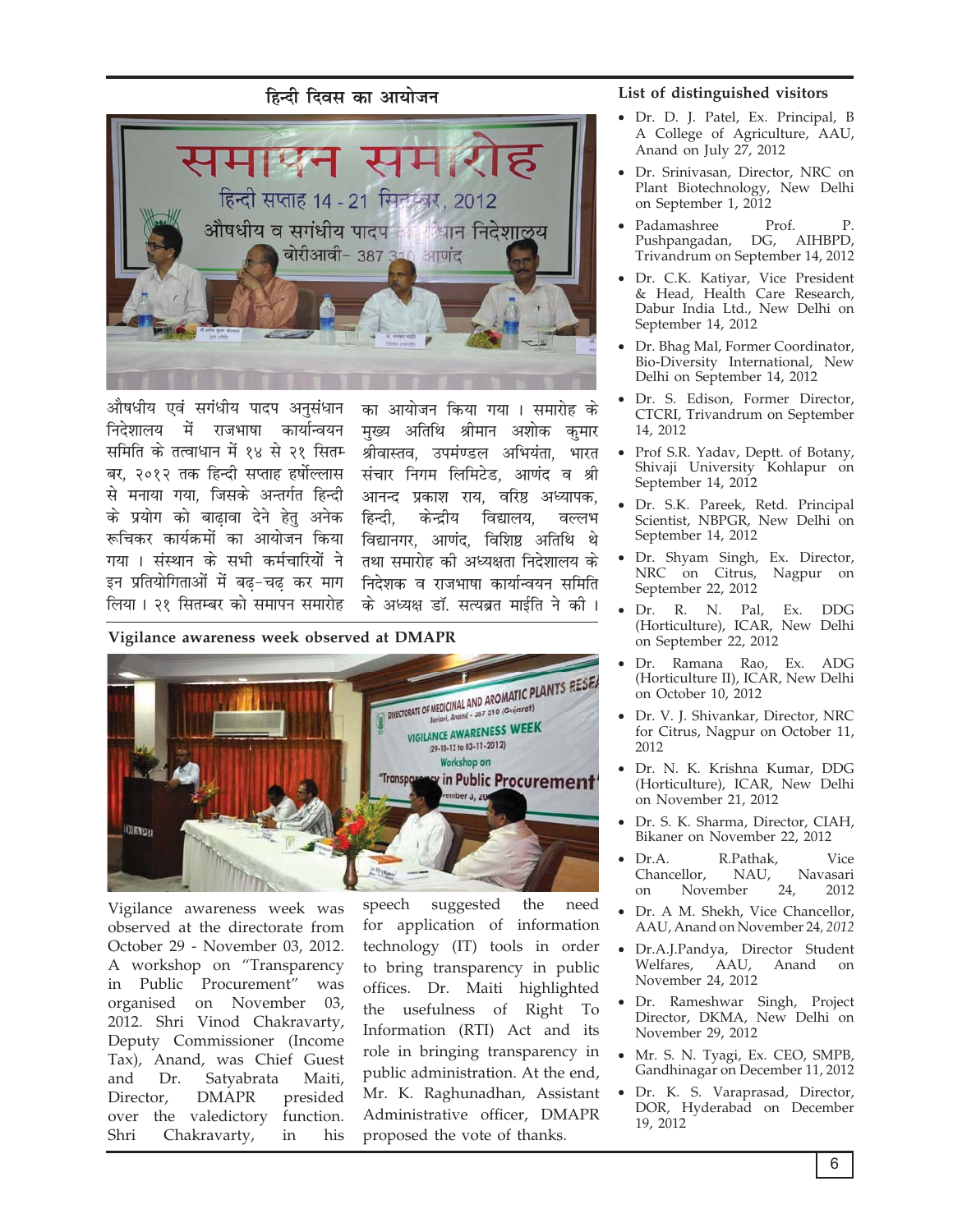## हिन्दी दिवस का आयोजन

औषधीय एवं सगंधीय पादप अनुसंधान निदेशालय में राजभाषा कार्यान्वयन समिति के तत्वाधान में १४ से २१ सितम्बर, २०१२ तक हिन्दी सप्ताह हर्षोल्लास से मनाया गया, जिसके अन्तर्गत हिन्दी के प्रयोग को बाढ़ावा देने हेतु अनेक रूचिकर कार्यक्रमों का आयोजन किया गया । संस्थान के सभी कर्मचारियों ने इन प्रतियोगिताओं में बढ़-चढ़ कर भाग लिया । २१ सितम्बर को समापन समारोह का आयोजन किया गया । समारोह के मुख्य अतिथि श्रीमान अशोक कुमार श्रीवास्तव, उपमंण्डल अभियंता, भारत संचार निगम लिमिटेड, आणंद व श्री आनन्द प्रकाश राय, वरिष्ठ अध्यापक, हिन्दी, केन्द्रीय विद्यालय, वल्लभ विद्यानगर, आणंद, विशिष्ठ अतिथि थे तथा समारोह की अध्यक्षता निदेशालय के निदेशक व राजभाषा कार्यान्वयन समिति के अध्यक्ष डॉ. सत्यव्रत माईति ने की ।

## Vigilance awareness week observed at DMAPR

Vigilance awareness week was observed at the directorate from October 29 - November 03, 2012. A workshop on "Transparency in Public Procurement" was organised on November 03, 2012. Shri Vinod Chakravarty, Deputy Commissioner (Income Tax), Anand, was Chief Guest and Dr. Satyabrata Maiti, Director, DMAPR presided over the valedictory function. Shri Chakravarty, in his speech suggested the need for application of information technology (IT) tools in order to bring transparency in public offices. Dr. Maiti highlighted the usefulness of Right To Information (RTI) Act and its role in bringing transparency in public administration. At the end, Mr. K. Raghunadhan, Assistant Administrative officer, DMAPR proposed the vote of thanks.

## List of distinguished visitors

- Dr. D. J. Patel, Ex. Principal, B A College of Agriculture, AAU, Anand on July 27, 2012
- Dr. Srinivasan, Director, NRC on Plant Biotechnology, New Delhi on September 1, 2012
- Padamashree Prof. P. Pushpangadan, DG, AIHBPD, Trivandrum on September 14, 2012
- Dr. C.K. Katiyar, Vice President & Head, Health Care Research, Dabur India Ltd., New Delhi on September 14, 2012
- Dr. Bhag Mal, Former Coordinator, Bio-Diversity International, New Delhi on September 14, 2012
- Dr. S. Edison, Former Director, CTCRI, Trivandrum on September 14, 2012
- Prof S.R. Yadav, Deptt. of Botany, Shivaji University Kohlapur on September 14, 2012
- Dr. S.K. Pareek, Retd. Principal Scientist, NBPGR, New Delhi on September 14, 2012
- Dr. Shyam Singh, Ex. Director, NRC on Citrus, Nagpur on September 22, 2012
- Dr. R. N. Pal, Ex. DDG (Horticulture), ICAR, New Delhi on September 22, 2012
- Dr. Ramana Rao, Ex. ADG (Horticulture II), ICAR, New Delhi on October 10, 2012
- Dr. V. J. Shivankar, Director, NRC for Citrus, Nagpur on October 11, 2012
- Dr. N. K. Krishna Kumar, DDG (Horticulture), ICAR, New Delhi on November 21, 2012
- Dr. S. K. Sharma, Director, CIAH, Bikaner on November 22, 2012
- Dr.A. R.Pathak, Vice Chancellor, NAU, Navasari on November 24, 2012
- Dr. A M. Shekh, Vice Chancellor, AAU, Anand on November 24, *2012*
- Dr.A.J.Pandya, Director Student Welfares, AAU, Anand on November 24, 2012
- Dr. Rameshwar Singh, Project Director, DKMA, New Delhi on November 29, 2012
- Mr. S. N. Tyagi, Ex. CEO, SMPB, Gandhinagar on December 11, 2012
- Dr. K. S. Varaprasad, Director, DOR, Hyderabad on December 19, 2012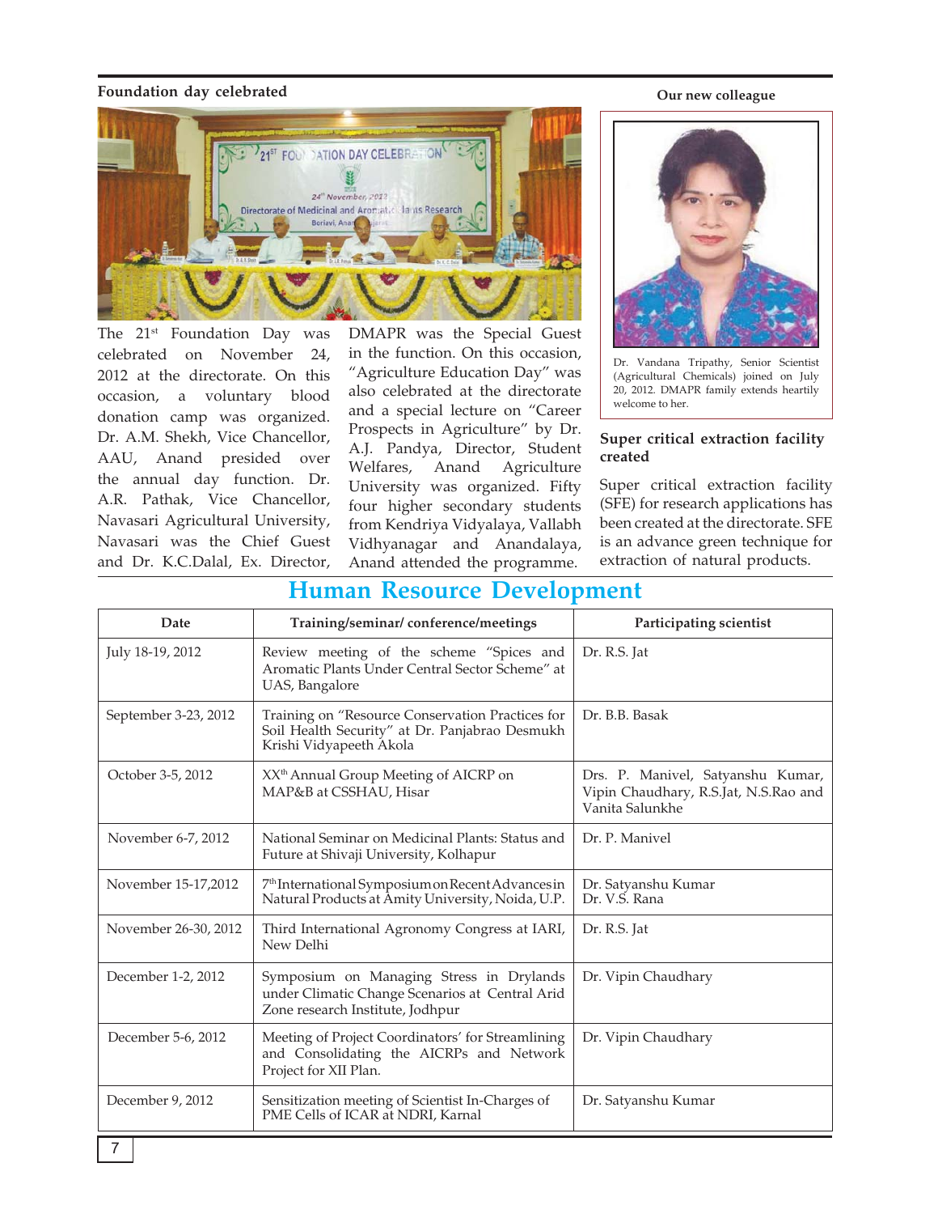## Foundation day celebrated

The 21st Foundation Day was celebrated on November 24, 2012 at the directorate. On this occasion, a voluntary blood donation camp was organized. Dr. A.M. Shekh, Vice Chancellor, AAU, Anand presided over the annual day function. Dr. A.R. Pathak, Vice Chancellor, Navasari Agricultural University, Navasari was the Chief Guest and Dr. K.C.Dalal, Ex. Director, DMAPR was the Special Guest in the function. On this occasion, "Agriculture Education Day" was also celebrated at the directorate and a special lecture on "Career Prospects in Agriculture" by Dr. A.J. Pandya, Director, Student Welfares, Anand Agriculture University was organized. Fifty four higher secondary students from Kendriya Vidyalaya, Vallabh Vidhyanagar and Anandalaya, Anand attended the programme.

## Our new colleague

Dr. Vandana Tripathy, Senior Scientist (Agricultural Chemicals) joined on July 20, 2012. DMAPR family extends heartily welcome to her.

## Super critical extraction facility created

Super critical extraction facility (SFE) for research applications has been created at the directorate. SFE is an advance green technique for extraction of natural products.

# Human Resource Development

| Date | Training/seminar/ conference/meetings | Participating scientist |
|---|---|---|
| July 18-19, 2012 | Review meeting of the scheme "Spices and Aromatic Plants Under Central Sector Scheme" at UAS, Bangalore | Dr. R.S. Jat |
| September 3-23, 2012 | Training on "Resource Conservation Practices for Soil Health Security" at Dr. Panjabrao Desmukh Krishi Vidyapeeth Akola | Dr. B.B. Basak |
| October 3-5, 2012 | XXth Annual Group Meeting of AICRP on MAP&B at CSSHAU, Hisar | Drs. P. Manivel, Satyanshu Kumar, Vipin Chaudhary, R.S.Jat, N.S.Rao and Vanita Salunkhe |
| November 6-7, 2012 | National Seminar on Medicinal Plants: Status and Future at Shivaji University, Kolhapur | Dr. P. Manivel |
| November 15-17,2012 | 7th International Symposium on Recent Advances in Natural Products at Amity University, Noida, U.P. | Dr. Satyanshu Kumar<br>Dr. V.S. Rana |
| November 26-30, 2012 | Third International Agronomy Congress at IARI, New Delhi | Dr. R.S. Jat |
| December 1-2, 2012 | Symposium on Managing Stress in Drylands under Climatic Change Scenarios at Central Arid Zone research Institute, Jodhpur | Dr. Vipin Chaudhary |
| December 5-6, 2012 | Meeting of Project Coordinators' for Streamlining and Consolidating the AICRPs and Network Project for XII Plan. | Dr. Vipin Chaudhary |
| December 9, 2012 | Sensitization meeting of Scientist In-Charges of PME Cells of ICAR at NDRI, Karnal | Dr. Satyanshu Kumar |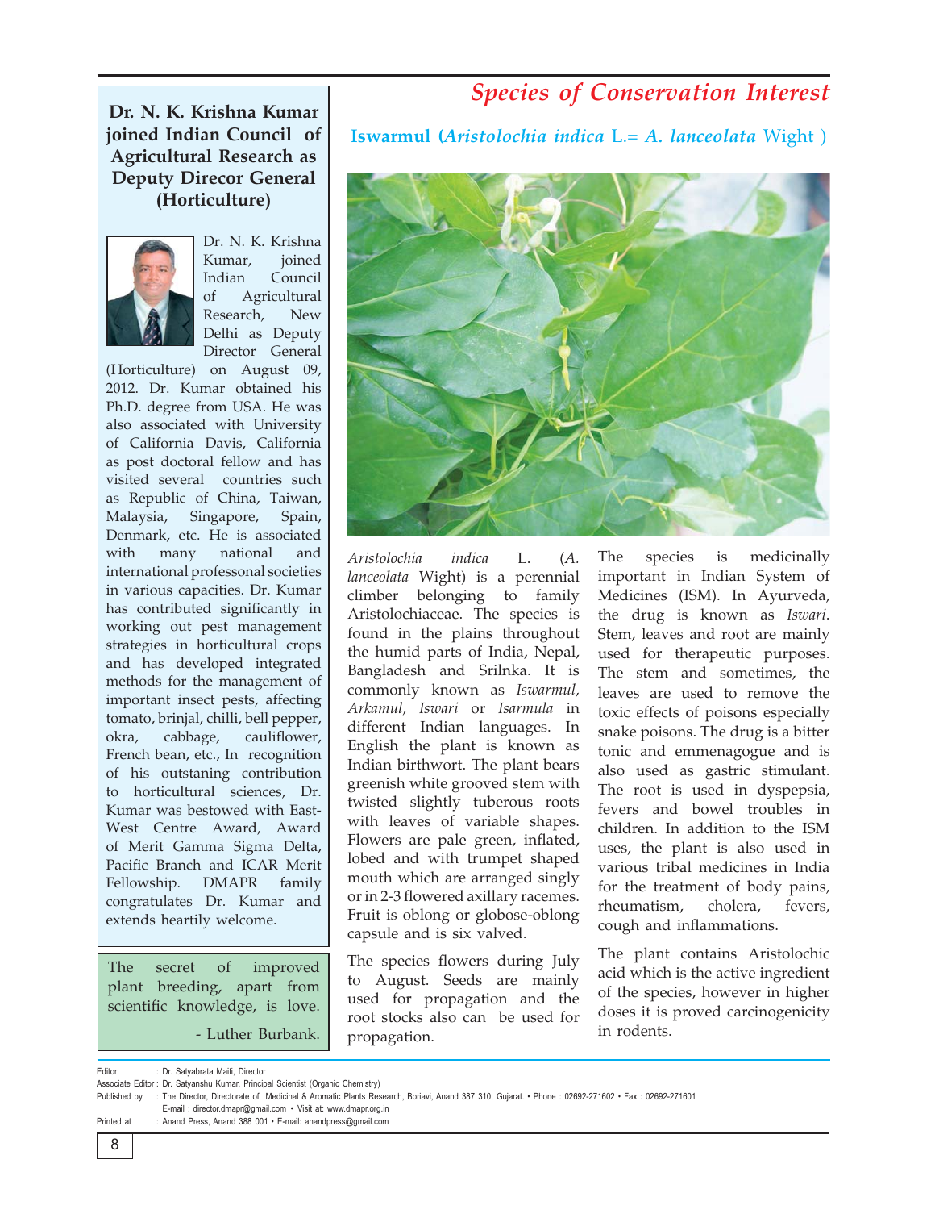## Dr. N. K. Krishna Kumar joined Indian Council of Agricultural Research as Deputy Direcor General (Horticulture)

Dr. N. K. Krishna Kumar, joined Indian Council of Agricultural Research, New Delhi as Deputy Director General (Horticulture) on August 09, 2012. Dr. Kumar obtained his Ph.D. degree from USA. He was also associated with University of California Davis, California as post doctoral fellow and has visited several countries such as Republic of China, Taiwan, Malaysia, Singapore, Spain, Denmark, etc. He is associated with many national and international professonal societies in various capacities. Dr. Kumar has contributed significantly in working out pest management strategies in horticultural crops and has developed integrated methods for the management of important insect pests, affecting tomato, brinjal, chilli, bell pepper, okra, cabbage, cauliflower, French bean, etc., In recognition of his outstanding contribution to horticultural sciences, Dr. Kumar was bestowed with East-West Centre Award, Award of Merit Gamma Sigma Delta, Pacific Branch and ICAR Merit Fellowship. DMAPR family congratulates Dr. Kumar and extends heartily welcome.

The secret of improved plant breeding, apart from scientific knowledge, is love.

- Luther Burbank.

# *Species of Conservation Interest*

## Iswarmul (*Aristolochia indica* L.= *A. lanceolata* Wight )

*Aristolochia indica* L. (*A. lanceolata* Wight) is a perennial climber belonging to family Aristolochiaceae. The species is found in the plains throughout the humid parts of India, Nepal, Bangladesh and Srilnka. It is commonly known as *Iswarmul*, *Arkamul*, *Iswari* or *Isarmula* in different Indian languages. In English the plant is known as Indian birthwort. The plant bears greenish white grooved stem with twisted slightly tuberous roots with leaves of variable shapes. Flowers are pale green, inflated, lobed and with trumpet shaped mouth which are arranged singly or in 2-3 flowered axillary racemes. Fruit is oblong or globose-oblong capsule and is six valved.

The species flowers during July to August. Seeds are mainly used for propagation and the root stocks also can be used for propagation.

The species is medicinally important in Indian System of Medicines (ISM). In Ayurveda, the drug is known as *Iswari*. Stem, leaves and root are mainly used for therapeutic purposes. The stem and sometimes, the leaves are used to remove the toxic effects of poisons especially snake poisons. The drug is a bitter tonic and emmenagogue and is also used as gastric stimulant. The root is used in dyspepsia, fevers and bowel troubles in children. In addition to the ISM uses, the plant is also used in various tribal medicines in India for the treatment of body pains, rheumatism, cholera, fevers, cough and inflammations.

The plant contains Aristolochic acid which is the active ingredient of the species, however in higher doses it is proved carcinogenicity in rodents.

Editor : Dr. Satyabrata Maiti, Director
Associate Editor : Dr. Satyanshu Kumar, Principal Scientist (Organic Chemistry)
Published by : The Director, Directorate of Medicinal & Aromatic Plants Research, Boriavi, Anand 387 310, Gujarat. • Phone : 02692-271602 • Fax : 02692-271601
E-mail : director.dmapr@gmail.com • Visit at: www.dmapr.org.in
Printed at : Anand Press, Anand 388 001 • E-mail: anandpress@gmail.com